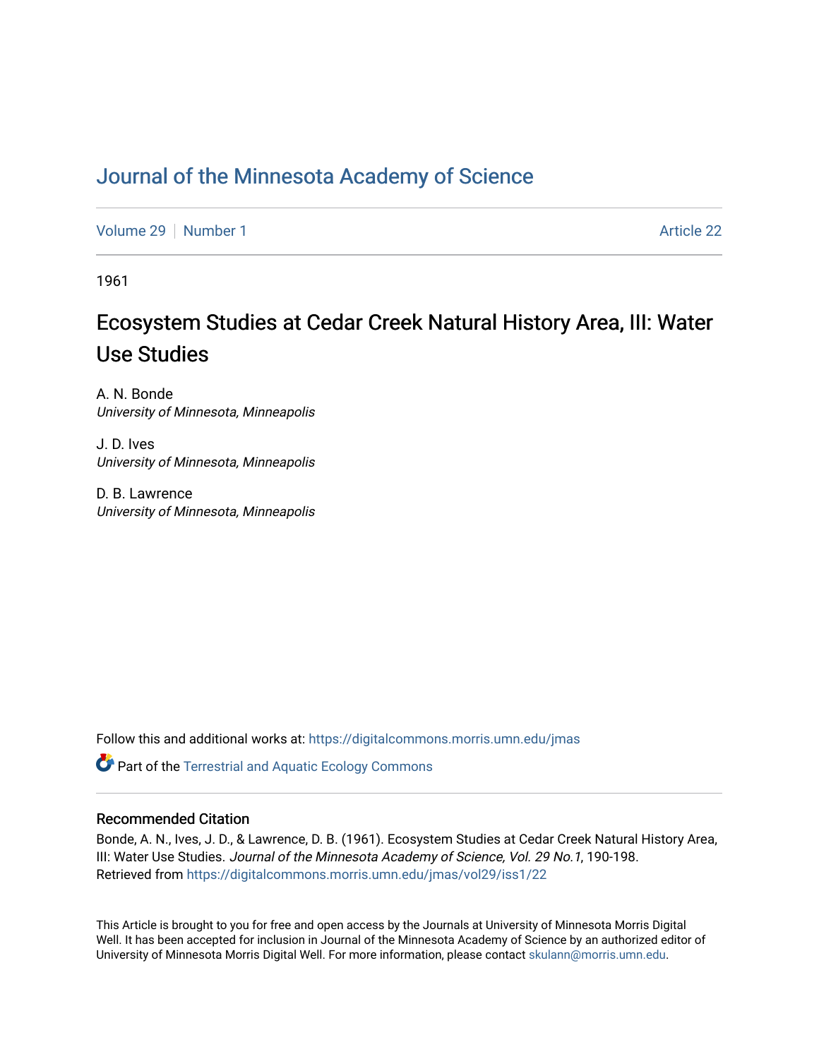# Journal of the Minnesota Academy of Science

Volume 29 | Number 1 | Article 22

1961

## Ecosystem Studies at Cedar Creek Natural History Area, III: Water Use Studies

A. N. Bonde
*University of Minnesota, Minneapolis*

J. D. Ives
*University of Minnesota, Minneapolis*

D. B. Lawrence
*University of Minnesota, Minneapolis*

Follow this and additional works at: https://digitalcommons.morris.umn.edu/jmas

Part of the Terrestrial and Aquatic Ecology Commons

### Recommended Citation

Bonde, A. N., Ives, J. D., & Lawrence, D. B. (1961). Ecosystem Studies at Cedar Creek Natural History Area, III: Water Use Studies. *Journal of the Minnesota Academy of Science, Vol. 29 No.1*, 190-198.
Retrieved from https://digitalcommons.morris.umn.edu/jmas/vol29/iss1/22

This Article is brought to you for free and open access by the Journals at University of Minnesota Morris Digital Well. It has been accepted for inclusion in Journal of the Minnesota Academy of Science by an authorized editor of University of Minnesota Morris Digital Well. For more information, please contact skulann@morris.umn.edu.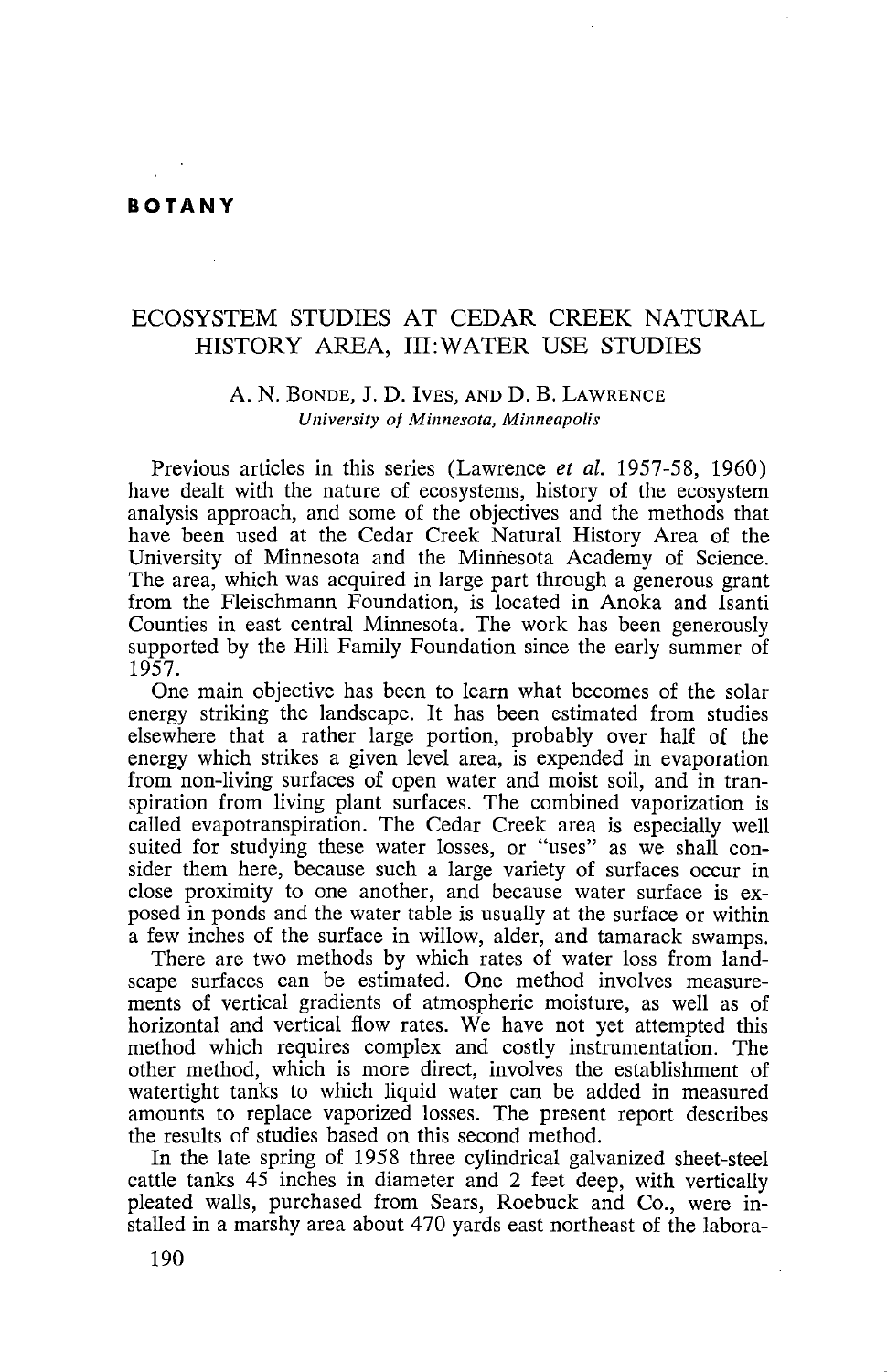## BOTANY

# ECOSYSTEM STUDIES AT CEDAR CREEK NATURAL HISTORY AREA, III: WATER USE STUDIES

A. N. BONDE, J. D. IVES, AND D. B. LAWRENCE
*University of Minnesota, Minneapolis*

Previous articles in this series (Lawrence *et al.* 1957-58, 1960) have dealt with the nature of ecosystems, history of the ecosystem analysis approach, and some of the objectives and the methods that have been used at the Cedar Creek Natural History Area of the University of Minnesota and the Minnesota Academy of Science. The area, which was acquired in large part through a generous grant from the Fleischmann Foundation, is located in Anoka and Isanti Counties in east central Minnesota. The work has been generously supported by the Hill Family Foundation since the early summer of 1957.

One main objective has been to learn what becomes of the solar energy striking the landscape. It has been estimated from studies elsewhere that a rather large portion, probably over half of the energy which strikes a given level area, is expended in evaporation from non-living surfaces of open water and moist soil, and in transpiration from living plant surfaces. The combined vaporization is called evapotranspiration. The Cedar Creek area is especially well suited for studying these water losses, or "uses" as we shall consider them here, because such a large variety of surfaces occur in close proximity to one another, and because water surface is exposed in ponds and the water table is usually at the surface or within a few inches of the surface in willow, alder, and tamarack swamps.

There are two methods by which rates of water loss from landscape surfaces can be estimated. One method involves measurements of vertical gradients of atmospheric moisture, as well as of horizontal and vertical flow rates. We have not yet attempted this method which requires complex and costly instrumentation. The other method, which is more direct, involves the establishment of watertight tanks to which liquid water can be added in measured amounts to replace vaporized losses. The present report describes the results of studies based on this second method.

In the late spring of 1958 three cylindrical galvanized sheet-steel cattle tanks 45 inches in diameter and 2 feet deep, with vertically pleated walls, purchased from Sears, Roebuck and Co., were installed in a marshy area about 470 yards east northeast of the labora-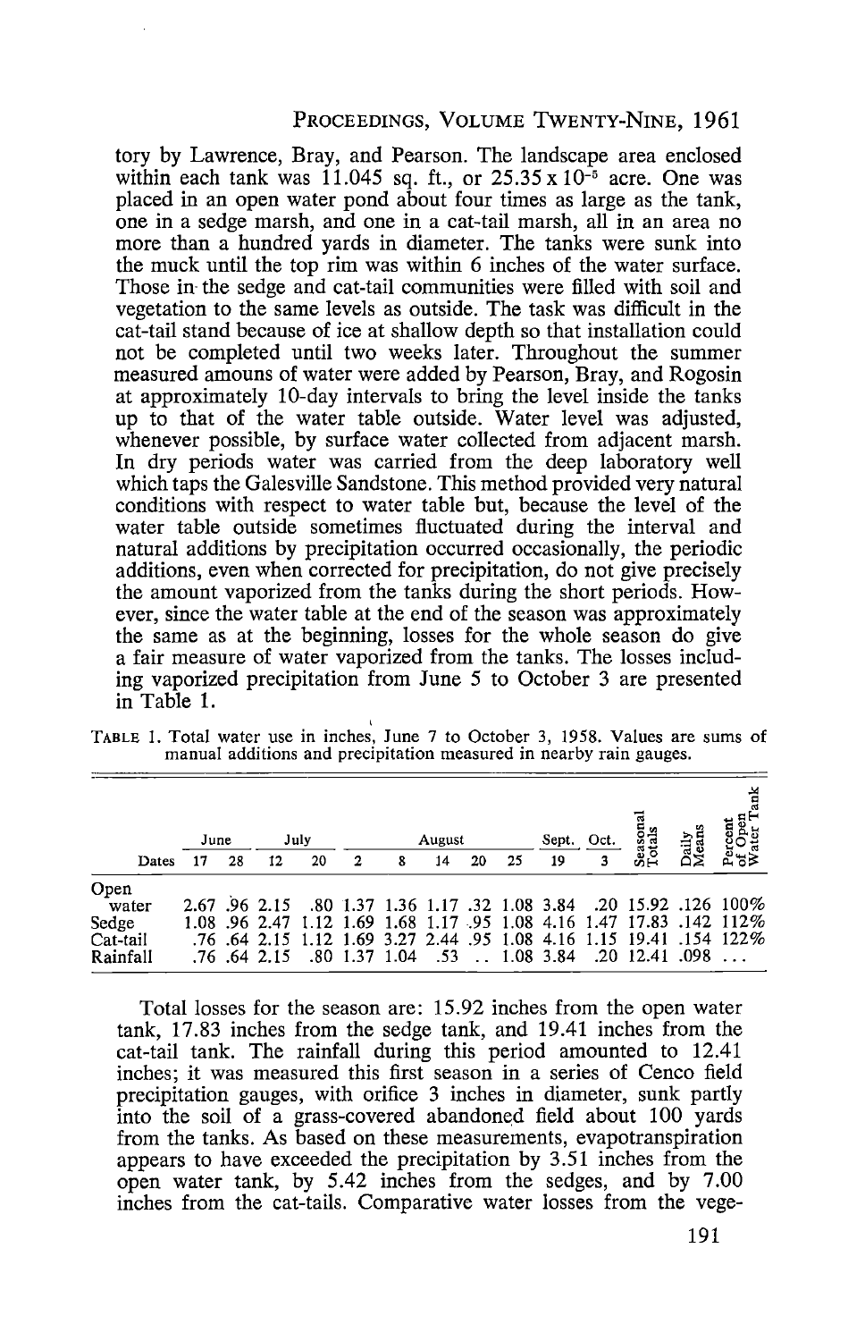tory by Lawrence, Bray, and Pearson. The landscape area enclosed within each tank was 11.045 sq. ft., or 25.35 x $10^{-5}$ acre. One was placed in an open water pond about four times as large as the tank, one in a sedge marsh, and one in a cat-tail marsh, all in an area no more than a hundred yards in diameter. The tanks were sunk into the muck until the top rim was within 6 inches of the water surface. Those in the sedge and cat-tail communities were filled with soil and vegetation to the same levels as outside. The task was difficult in the cat-tail stand because of ice at shallow depth so that installation could not be completed until two weeks later. Throughout the summer measured amouns of water were added by Pearson, Bray, and Rogosin at approximately 10-day intervals to bring the level inside the tanks up to that of the water table outside. Water level was adjusted, whenever possible, by surface water collected from adjacent marsh. In dry periods water was carried from the deep laboratory well which taps the Galesville Sandstone. This method provided very natural conditions with respect to water table but, because the level of the water table outside sometimes fluctuated during the interval and natural additions by precipitation occurred occasionally, the periodic additions, even when corrected for precipitation, do not give precisely the amount vaporized from the tanks during the short periods. However, since the water table at the end of the season was approximately the same as at the beginning, losses for the whole season do give a fair measure of water vaporized from the tanks. The losses including vaporized precipitation from June 5 to October 3 are presented in Table 1.

TABLE 1. Total water use in inches, June 7 to October 3, 1958. Values are sums of manual additions and precipitation measured in nearby rain gauges.

| | June | | July | | August | | | | | Sept. | Oct. | Seasonal Totals | Daily Means | Percent of Open Water Tank |
|---|---|---|---|---|---|---|---|---|---|---|---|---|---|---|
| Dates | 17 | 28 | 12 | 20 | 2 | 8 | 14 | 20 | 25 | 19 | 3 | | | |
| Open water | 2.67 | .96 | 2.15 | .80 | 1.37 | 1.36 | 1.17 | .32 | 1.08 | 3.84 | .20 | 15.92 | .126 | 100% |
| Sedge | 1.08 | .96 | 2.47 | 1.12 | 1.69 | 1.68 | 1.17 | .95 | 1.08 | 4.16 | 1.47 | 17.83 | .142 | 112% |
| Cat-tail | .76 | .64 | 2.15 | 1.12 | 1.69 | 3.27 | 2.44 | .95 | 1.08 | 4.16 | 1.15 | 19.41 | .154 | 122% |
| Rainfall | .76 | .64 | 2.15 | .80 | 1.37 | 1.04 | .53 | .. | 1.08 | 3.84 | .20 | 12.41 | .098 | ... |

Total losses for the season are: 15.92 inches from the open water tank, 17.83 inches from the sedge tank, and 19.41 inches from the cat-tail tank. The rainfall during this period amounted to 12.41 inches; it was measured this first season in a series of Cenco field precipitation gauges, with orifice 3 inches in diameter, sunk partly into the soil of a grass-covered abandoned field about 100 yards from the tanks. As based on these measurements, evapotranspiration appears to have exceeded the precipitation by 3.51 inches from the open water tank, by 5.42 inches from the sedges, and by 7.00 inches from the cat-tails. Comparative water losses from the vege-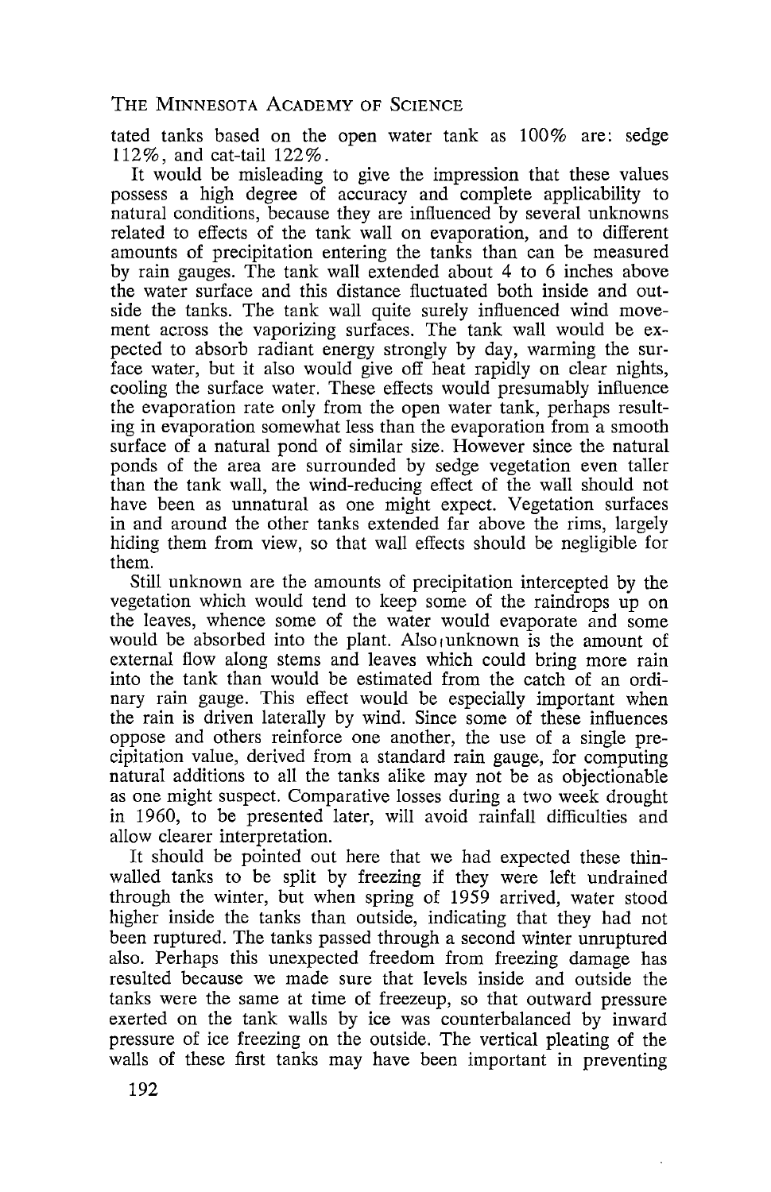tated tanks based on the open water tank as 100% are: sedge 112%, and cat-tail 122%.

It would be misleading to give the impression that these values possess a high degree of accuracy and complete applicability to natural conditions, because they are influenced by several unknowns related to effects of the tank wall on evaporation, and to different amounts of precipitation entering the tanks than can be measured by rain gauges. The tank wall extended about 4 to 6 inches above the water surface and this distance fluctuated both inside and outside the tanks. The tank wall quite surely influenced wind movement across the vaporizing surfaces. The tank wall would be expected to absorb radiant energy strongly by day, warming the surface water, but it also would give off heat rapidly on clear nights, cooling the surface water. These effects would presumably influence the evaporation rate only from the open water tank, perhaps resulting in evaporation somewhat less than the evaporation from a smooth surface of a natural pond of similar size. However since the natural ponds of the area are surrounded by sedge vegetation even taller than the tank wall, the wind-reducing effect of the wall should not have been as unnatural as one might expect. Vegetation surfaces in and around the other tanks extended far above the rims, largely hiding them from view, so that wall effects should be negligible for them.

Still unknown are the amounts of precipitation intercepted by the vegetation which would tend to keep some of the raindrops up on the leaves, whence some of the water would evaporate and some would be absorbed into the plant. Also unknown is the amount of external flow along stems and leaves which could bring more rain into the tank than would be estimated from the catch of an ordinary rain gauge. This effect would be especially important when the rain is driven laterally by wind. Since some of these influences oppose and others reinforce one another, the use of a single precipitation value, derived from a standard rain gauge, for computing natural additions to all the tanks alike may not be as objectionable as one might suspect. Comparative losses during a two week drought in 1960, to be presented later, will avoid rainfall difficulties and allow clearer interpretation.

It should be pointed out here that we had expected these thin-walled tanks to be split by freezing if they were left undrained through the winter, but when spring of 1959 arrived, water stood higher inside the tanks than outside, indicating that they had not been ruptured. The tanks passed through a second winter unruptured also. Perhaps this unexpected freedom from freezing damage has resulted because we made sure that levels inside and outside the tanks were the same at time of freezeup, so that outward pressure exerted on the tank walls by ice was counterbalanced by inward pressure of ice freezing on the outside. The vertical pleating of the walls of these first tanks may have been important in preventing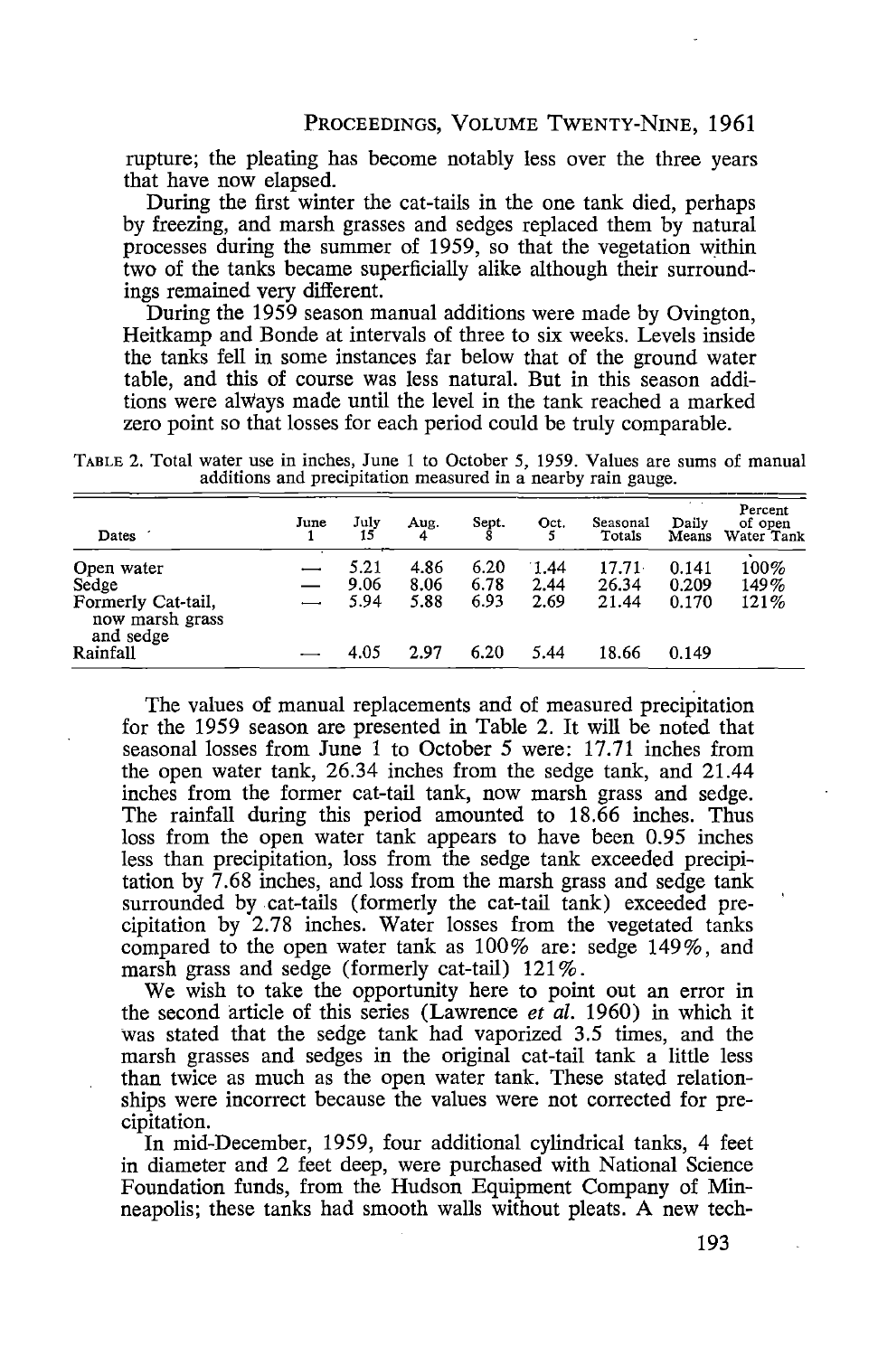rupture; the pleating has become notably less over the three years that have now elapsed.

During the first winter the cat-tails in the one tank died, perhaps by freezing, and marsh grasses and sedges replaced them by natural processes during the summer of 1959, so that the vegetation within two of the tanks became superficially alike although their surroundings remained very different.

During the 1959 season manual additions were made by Ovington, Heitkamp and Bonde at intervals of three to six weeks. Levels inside the tanks fell in some instances far below that of the ground water table, and this of course was less natural. But in this season additions were always made until the level in the tank reached a marked zero point so that losses for each period could be truly comparable.

TABLE 2. Total water use in inches, June 1 to October 5, 1959. Values are sums of manual additions and precipitation measured in a nearby rain gauge.

| Dates | June 1 | July 15 | Aug. 4 | Sept. 8 | Oct. 5 | Seasonal Totals | Daily Means | Percent of open Water Tank |
|---|---|---|---|---|---|---|---|---|
| Open water | — | 5.21 | 4.86 | 6.20 | 1.44 | 17.71 | 0.141 | 100% |
| Sedge | — | 9.06 | 8.06 | 6.78 | 2.44 | 26.34 | 0.209 | 149% |
| Formerly Cat-tail, now marsh grass and sedge | — | 5.94 | 5.88 | 6.93 | 2.69 | 21.44 | 0.170 | 121% |
| Rainfall | — | 4.05 | 2.97 | 6.20 | 5.44 | 18.66 | 0.149 | |

The values of manual replacements and of measured precipitation for the 1959 season are presented in Table 2. It will be noted that seasonal losses from June 1 to October 5 were: 17.71 inches from the open water tank, 26.34 inches from the sedge tank, and 21.44 inches from the former cat-tail tank, now marsh grass and sedge. The rainfall during this period amounted to 18.66 inches. Thus loss from the open water tank appears to have been 0.95 inches less than precipitation, loss from the sedge tank exceeded precipitation by 7.68 inches, and loss from the marsh grass and sedge tank surrounded by cat-tails (formerly the cat-tail tank) exceeded precipitation by 2.78 inches. Water losses from the vegetated tanks compared to the open water tank as 100% are: sedge 149%, and marsh grass and sedge (formerly cat-tail) 121%.

We wish to take the opportunity here to point out an error in the second article of this series (Lawrence *et al.* 1960) in which it was stated that the sedge tank had vaporized 3.5 times, and the marsh grasses and sedges in the original cat-tail tank a little less than twice as much as the open water tank. These stated relationships were incorrect because the values were not corrected for precipitation.

In mid-December, 1959, four additional cylindrical tanks, 4 feet in diameter and 2 feet deep, were purchased with National Science Foundation funds, from the Hudson Equipment Company of Minneapolis; these tanks had smooth walls without pleats. A new tech-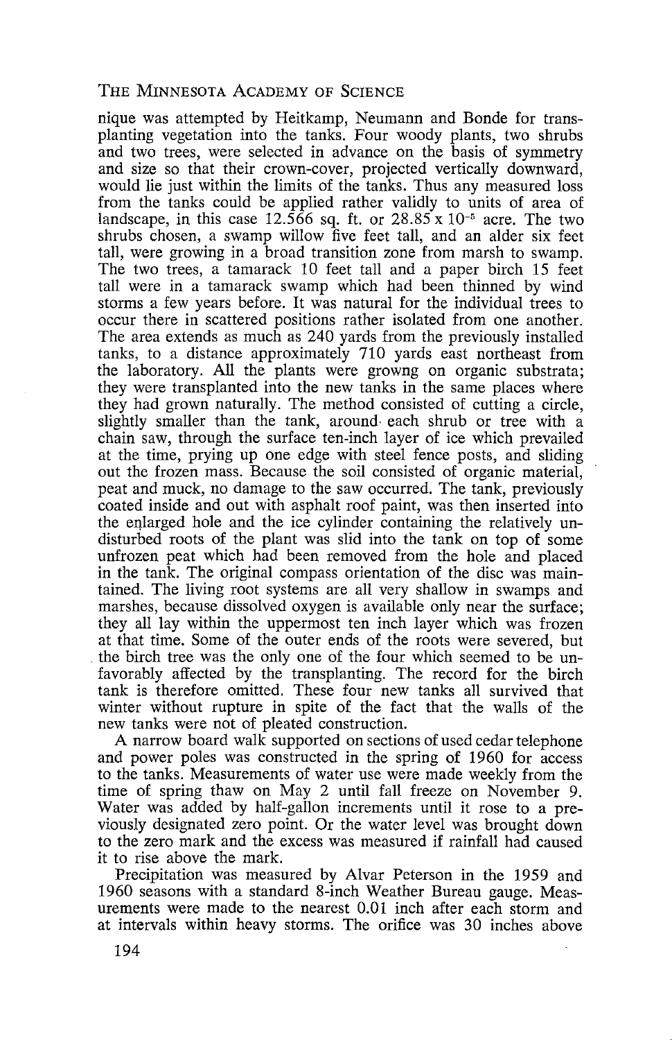nique was attempted by Heitkamp, Neumann and Bonde for transplanting vegetation into the tanks. Four woody plants, two shrubs and two trees, were selected in advance on the basis of symmetry and size so that their crown-cover, projected vertically downward, would lie just within the limits of the tanks. Thus any measured loss from the tanks could be applied rather validly to units of area of landscape, in this case 12.566 sq. ft. or $28.85 \times 10^{-5}$ acre. The two shrubs chosen, a swamp willow five feet tall, and an alder six feet tall, were growing in a broad transition zone from marsh to swamp. The two trees, a tamarack 10 feet tall and a paper birch 15 feet tall were in a tamarack swamp which had been thinned by wind storms a few years before. It was natural for the individual trees to occur there in scattered positions rather isolated from one another. The area extends as much as 240 yards from the previously installed tanks, to a distance approximately 710 yards east northeast from the laboratory. All the plants were growng on organic substrata; they were transplanted into the new tanks in the same places where they had grown naturally. The method consisted of cutting a circle, slightly smaller than the tank, around each shrub or tree with a chain saw, through the surface ten-inch layer of ice which prevailed at the time, prying up one edge with steel fence posts, and sliding out the frozen mass. Because the soil consisted of organic material, peat and muck, no damage to the saw occurred. The tank, previously coated inside and out with asphalt roof paint, was then inserted into the enlarged hole and the ice cylinder containing the relatively undisturbed roots of the plant was slid into the tank on top of some unfrozen peat which had been removed from the hole and placed in the tank. The original compass orientation of the disc was maintained. The living root systems are all very shallow in swamps and marshes, because dissolved oxygen is available only near the surface; they all lay within the uppermost ten inch layer which was frozen at that time. Some of the outer ends of the roots were severed, but the birch tree was the only one of the four which seemed to be unfavorably affected by the transplanting. The record for the birch tank is therefore omitted. These four new tanks all survived that winter without rupture in spite of the fact that the walls of the new tanks were not of pleated construction.

A narrow board walk supported on sections of used cedar telephone and power poles was constructed in the spring of 1960 for access to the tanks. Measurements of water use were made weekly from the time of spring thaw on May 2 until fall freeze on November 9. Water was added by half-gallon increments until it rose to a previously designated zero point. Or the water level was brought down to the zero mark and the excess was measured if rainfall had caused it to rise above the mark.

Precipitation was measured by Alvar Peterson in the 1959 and 1960 seasons with a standard 8-inch Weather Bureau gauge. Measurements were made to the nearest 0.01 inch after each storm and at intervals within heavy storms. The orifice was 30 inches above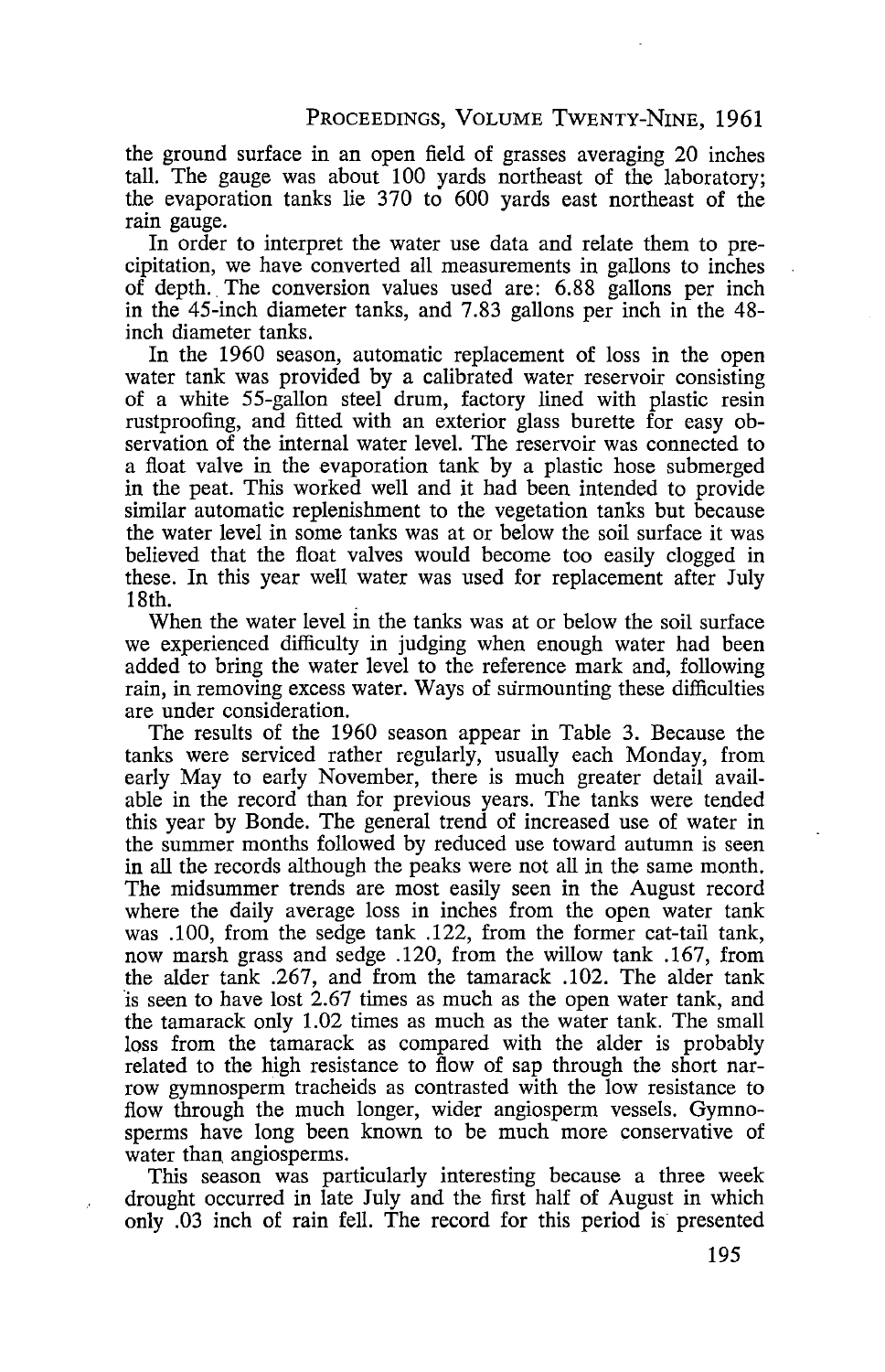the ground surface in an open field of grasses averaging 20 inches tall. The gauge was about 100 yards northeast of the laboratory; the evaporation tanks lie 370 to 600 yards east northeast of the rain gauge.

In order to interpret the water use data and relate them to precipitation, we have converted all measurements in gallons to inches of depth. The conversion values used are: 6.88 gallons per inch in the 45-inch diameter tanks, and 7.83 gallons per inch in the 48-inch diameter tanks.

In the 1960 season, automatic replacement of loss in the open water tank was provided by a calibrated water reservoir consisting of a white 55-gallon steel drum, factory lined with plastic resin rustproofing, and fitted with an exterior glass burette for easy observation of the internal water level. The reservoir was connected to a float valve in the evaporation tank by a plastic hose submerged in the peat. This worked well and it had been intended to provide similar automatic replenishment to the vegetation tanks but because the water level in some tanks was at or below the soil surface it was believed that the float valves would become too easily clogged in these. In this year well water was used for replacement after July 18th.

When the water level in the tanks was at or below the soil surface we experienced difficulty in judging when enough water had been added to bring the water level to the reference mark and, following rain, in removing excess water. Ways of surmounting these difficulties are under consideration.

The results of the 1960 season appear in Table 3. Because the tanks were serviced rather regularly, usually each Monday, from early May to early November, there is much greater detail available in the record than for previous years. The tanks were tended this year by Bonde. The general trend of increased use of water in the summer months followed by reduced use toward autumn is seen in all the records although the peaks were not all in the same month. The midsummer trends are most easily seen in the August record where the daily average loss in inches from the open water tank was .100, from the sedge tank .122, from the former cat-tail tank, now marsh grass and sedge .120, from the willow tank .167, from the alder tank .267, and from the tamarack .102. The alder tank is seen to have lost 2.67 times as much as the open water tank, and the tamarack only 1.02 times as much as the water tank. The small loss from the tamarack as compared with the alder is probably related to the high resistance to flow of sap through the short narrow gymnosperm tracheids as contrasted with the low resistance to flow through the much longer, wider angiosperm vessels. Gymnosperms have long been known to be much more conservative of water than angiosperms.

This season was particularly interesting because a three week drought occurred in late July and the first half of August in which only .03 inch of rain fell. The record for this period is presented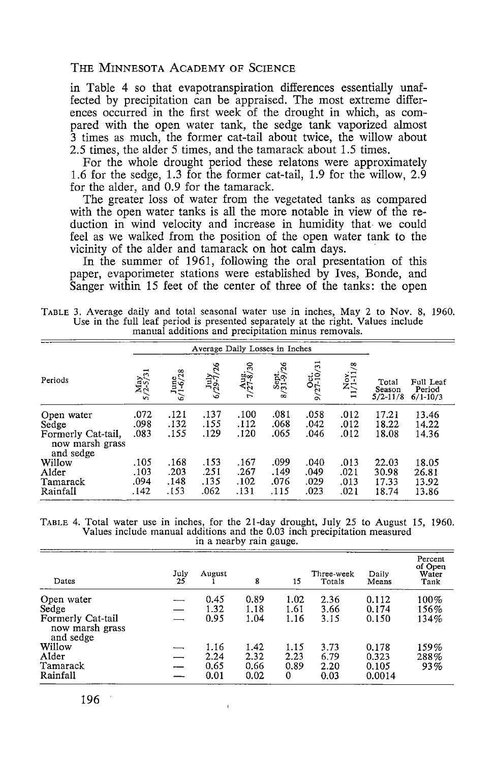in Table 4 so that evapotranspiration differences essentially unaffected by precipitation can be appraised. The most extreme differences occurred in the first week of the drought in which, as compared with the open water tank, the sedge tank vaporized almost 3 times as much, the former cat-tail about twice, the willow about 2.5 times, the alder 5 times, and the tamarack about 1.5 times.

For the whole drought period these relatons were approximately 1.6 for the sedge, 1.3 for the former cat-tail, 1.9 for the willow, 2.9 for the alder, and 0.9 for the tamarack.

The greater loss of water from the vegetated tanks as compared with the open water tanks is all the more notable in view of the reduction in wind velocity and increase in humidity that we could feel as we walked from the position of the open water tank to the vicinity of the alder and tamarack on hot calm days.

In the summer of 1961, following the oral presentation of this paper, evaporimeter stations were established by Ives, Bonde, and Sanger within 15 feet of the center of three of the tanks: the open

TABLE 3. Average daily and total seasonal water use in inches, May 2 to Nov. 8, 1960. Use in the full leaf period is presented separately at the right. Values include manual additions and precipitation minus removals.

| Periods | Average Daily Losses in Inches | | | | | | | | |
|---|---|---|---|---|---|---|---|---|---|
| | May 5/2-5/31 | June 6/1-6/28 | July 6/29-7/26 | Aug. 7/27-8/30 | Sept. 8/31-9/26 | Oct. 9/27-10/31 | Nov. 11/1-11/8 | Total Season 5/2-11/8 | Full Leaf Period 6/1-10/3 |
| Open water | .072 | .121 | .137 | .100 | .081 | .058 | .012 | 17.21 | 13.46 |
| Sedge | .098 | .132 | .155 | .112 | .068 | .042 | .012 | 18.22 | 14.22 |
| Formerly Cat-tail, now marsh grass and sedge | .083 | .155 | .129 | .120 | .065 | .046 | .012 | 18.08 | 14.36 |
| Willow | .105 | .168 | .153 | .167 | .099 | .040 | .013 | 22.03 | 18.05 |
| Alder | .103 | .203 | .251 | .267 | .149 | .049 | .021 | 30.98 | 26.81 |
| Tamarack | .094 | .148 | .135 | .102 | .076 | .029 | .013 | 17.33 | 13.92 |
| Rainfall | .142 | .153 | .062 | .131 | .115 | .023 | .021 | 18.74 | 13.86 |

TABLE 4. Total water use in inches, for the 21-day drought, July 25 to August 15, 1960. Values include manual additions and the 0.03 inch precipitation measured in a nearby rain gauge.

| Dates | July 25 | August 1 | 8 | 15 | Three-week Totals | Daily Means | Percent of Open Water Tank |
|---|---|---|---|---|---|---|---|
| Open water | — | 0.45 | 0.89 | 1.02 | 2.36 | 0.112 | 100% |
| Sedge | — | 1.32 | 1.18 | 1.61 | 3.66 | 0.174 | 156% |
| Formerly Cat-tail now marsh grass and sedge | — | 0.95 | 1.04 | 1.16 | 3.15 | 0.150 | 134% |
| Willow | — | 1.16 | 1.42 | 1.15 | 3.73 | 0.178 | 159% |
| Alder | — | 2.24 | 2.32 | 2.23 | 6.79 | 0.323 | 288% |
| Tamarack | — | 0.65 | 0.66 | 0.89 | 2.20 | 0.105 | 93% |
| Rainfall | — | 0.01 | 0.02 | 0 | 0.03 | 0.0014 | |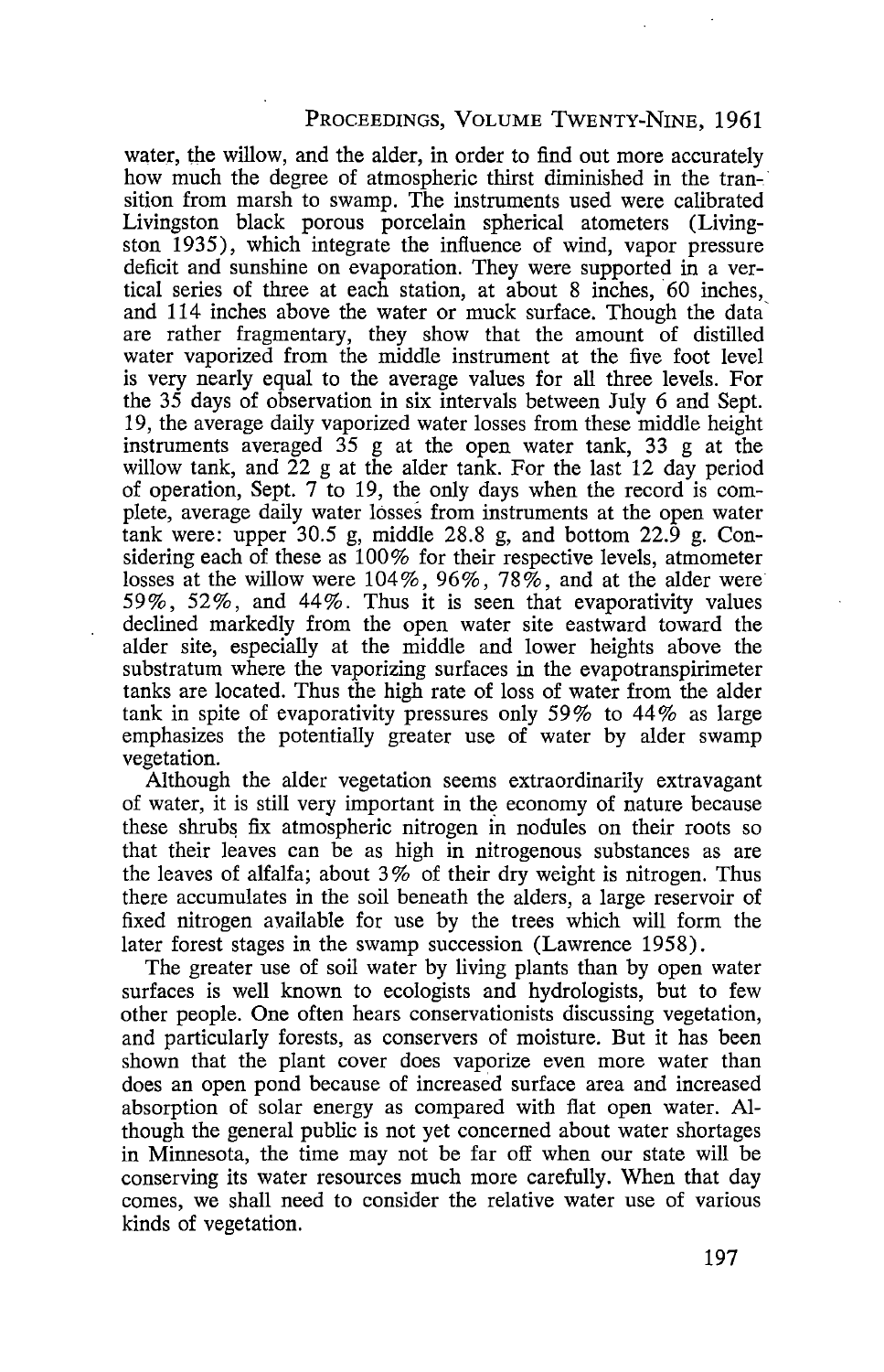water, the willow, and the alder, in order to find out more accurately how much the degree of atmospheric thirst diminished in the transition from marsh to swamp. The instruments used were calibrated Livingston black porous porcelain spherical atometers (Livingston 1935), which integrate the influence of wind, vapor pressure deficit and sunshine on evaporation. They were supported in a vertical series of three at each station, at about 8 inches, 60 inches, and 114 inches above the water or muck surface. Though the data are rather fragmentary, they show that the amount of distilled water vaporized from the middle instrument at the five foot level is very nearly equal to the average values for all three levels. For the 35 days of observation in six intervals between July 6 and Sept. 19, the average daily vaporized water losses from these middle height instruments averaged 35 g at the open water tank, 33 g at the willow tank, and 22 g at the alder tank. For the last 12 day period of operation, Sept. 7 to 19, the only days when the record is complete, average daily water losses from instruments at the open water tank were: upper 30.5 g, middle 28.8 g, and bottom 22.9 g. Considering each of these as 100% for their respective levels, atmometer losses at the willow were 104%, 96%, 78%, and at the alder were 59%, 52%, and 44%. Thus it is seen that evaporativity values declined markedly from the open water site eastward toward the alder site, especially at the middle and lower heights above the substratum where the vaporizing surfaces in the evapotranspirimeter tanks are located. Thus the high rate of loss of water from the alder tank in spite of evaporativity pressures only 59% to 44% as large emphasizes the potentially greater use of water by alder swamp vegetation.

Although the alder vegetation seems extraordinarily extravagant of water, it is still very important in the economy of nature because these shrubs fix atmospheric nitrogen in nodules on their roots so that their leaves can be as high in nitrogenous substances as are the leaves of alfalfa; about 3% of their dry weight is nitrogen. Thus there accumulates in the soil beneath the alders, a large reservoir of fixed nitrogen available for use by the trees which will form the later forest stages in the swamp succession (Lawrence 1958).

The greater use of soil water by living plants than by open water surfaces is well known to ecologists and hydrologists, but to few other people. One often hears conservationists discussing vegetation, and particularly forests, as conservers of moisture. But it has been shown that the plant cover does vaporize even more water than does an open pond because of increased surface area and increased absorption of solar energy as compared with flat open water. Although the general public is not yet concerned about water shortages in Minnesota, the time may not be far off when our state will be conserving its water resources much more carefully. When that day comes, we shall need to consider the relative water use of various kinds of vegetation.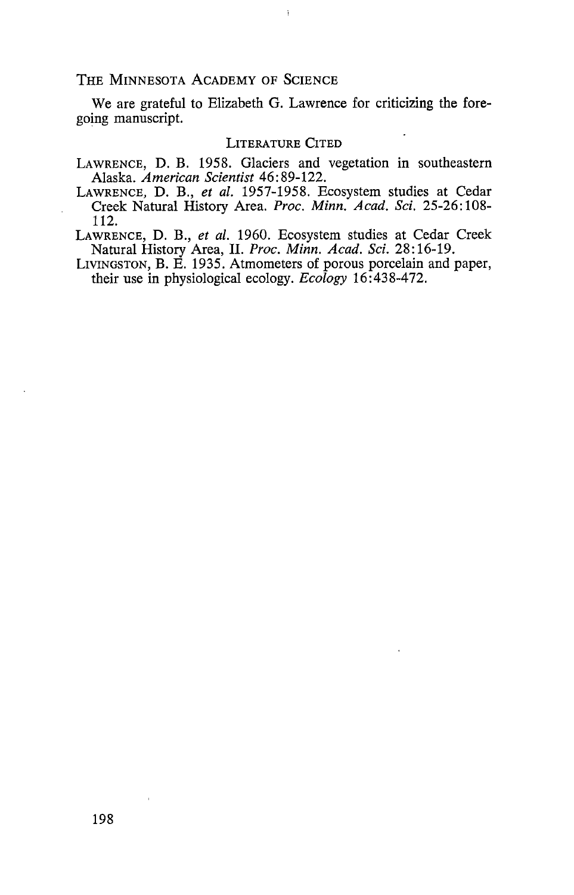We are grateful to Elizabeth G. Lawrence for criticizing the foregoing manuscript.

## Literature Cited

LAWRENCE, D. B. 1958. Glaciers and vegetation in southeastern Alaska. *American Scientist* 46:89-122.

LAWRENCE, D. B., *et al.* 1957-1958. Ecosystem studies at Cedar Creek Natural History Area. *Proc. Minn. Acad. Sci.* 25-26:108-112.

LAWRENCE, D. B., *et al.* 1960. Ecosystem studies at Cedar Creek Natural History Area, II. *Proc. Minn. Acad. Sci.* 28:16-19.

LIVINGSTON, B. E. 1935. Atmometers of porous porcelain and paper, their use in physiological ecology. *Ecology* 16:438-472.